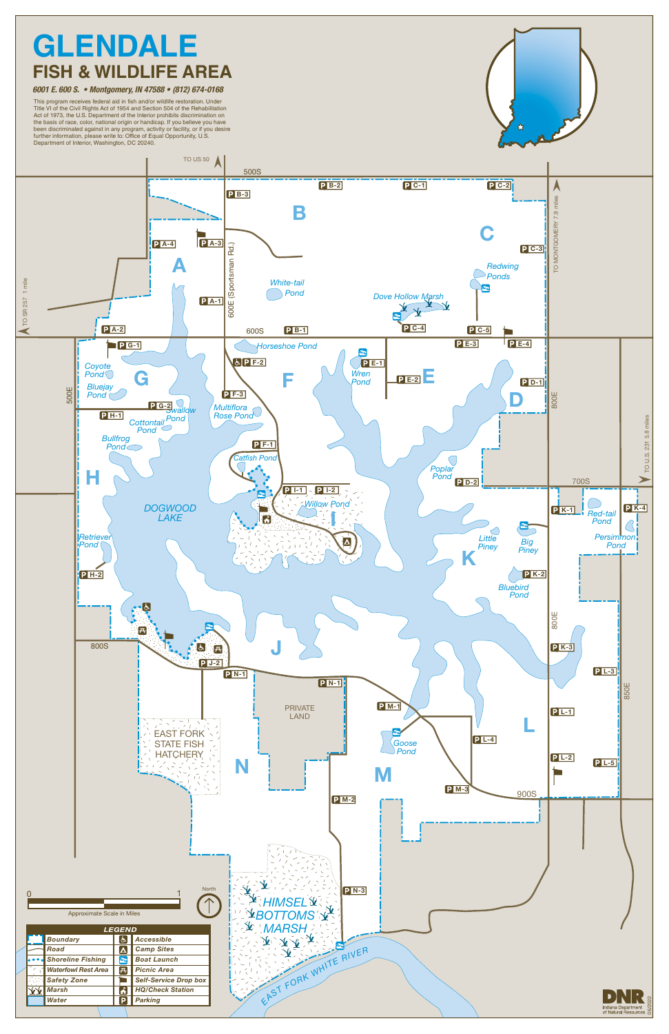# GLENDALE

## FISH & WILDLIFE AREA

*6001 E. 600 S. • Montgomery, IN 47588 • (812) 674-0168*

This program receives federal aid in fish and/or wildlife restoration. Under Title VI of the Civil Rights Act of 1954 and Section 504 of the Rehabilitation Act of 1973, the U.S. Department of the Interior prohibits discrimination on the basis of race, color, national origin or handicap. If you believe you have been discriminated against in any program, activity or facility, or if you desire further information, please write to: Office of Equal Opportunity, U.S. Department of Interior, Washington, DC 20240.

TO US 50

500S

TO MONTGOMERY 7.9 miles

TO SR 257 1 mile

600S

600E (Sportsman Rd.)

500E

800E

700S

TO U.S. 231 5.8 miles

800S

850E

900S

A B C D E F G H I J K L M N

P A-1, P A-2, P A-3, P A-4, P B-1, P B-2, P B-3, P C-1, P C-2, P C-3, P C-4, P C-5, P D-1, P D-2, P E-1, P E-2, P E-3, P E-4, P F-1, P F-2, P F-3, P G-1, P G-2, P H-1, P H-2, P I-1, P I-2, P J-2, P K-1, P K-2, P K-3, P K-4, P L-1, P L-2, P L-3, P L-4, P L-5, P M-1, P M-2, P M-3, P N-1, P N-1, P N-3

White-tail Pond

Redwing Ponds

Dove Hollow Marsh

Horseshoe Pond

Wren Pond

Coyote Pond

Bluejay Pond

Swallow Pond

Cottontail Pond

Multiflora Rose Pond

Bullfrog Pond

Catfish Pond

Poplar Pond

Willow Pond

DOGWOOD LAKE

Retriever Pond

Red-tail Pond

Persimmon Pond

Little Piney

Big Piney

Bluebird Pond

PRIVATE LAND

EAST FORK STATE FISH HATCHERY

Goose Pond

HIMSEL BOTTOMS MARSH

EAST FORK WHITE RIVER

0 — 1

Approximate Scale in Miles

North

| LEGEND | | | |
|---|---|---|---|
| | Boundary | | Accessible |
| | Road | | Camp Sites |
| | Shoreline Fishing | | Boat Launch |
| | Waterfowl Rest Area | | Picnic Area |
| | Safety Zone | | Self-Service Drop box |
| | Marsh | | HQ/Check Station |
| | Water | | Parking |

DNR Indiana Department of Natural Resources

06/2022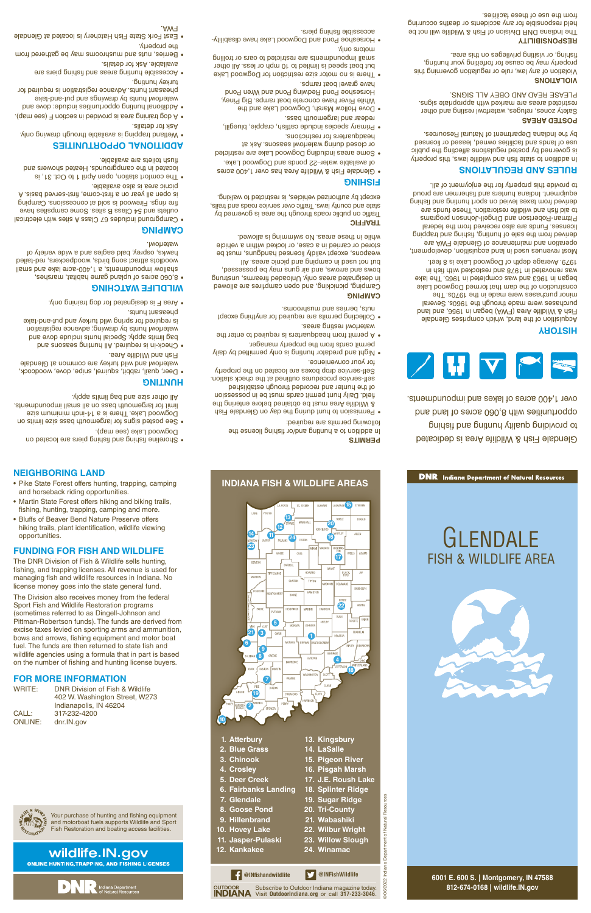Glendale Fish & Wildlife Area is dedicated to providing quality hunting and fishing opportunities with 8,060 acres of land and over 1,400 acres of lakes and impoundments.

## HISTORY

Acquisition of the land, which comprises Glendale Fish & Wildlife Area (FWA) began in 1956, and land purchases were made through the 1960s. Several minor purchases were made in the 1970s. The construction of the dam that formed Dogwood Lake began in 1963 and was completed in 1965. The lake was renovated in 1978 and restocked with fish in 1979. Average depth of Dogwood Lake is 8 feet.

Most revenues used in land acquisition, development, operation and maintenance of Glendale FWA are derived from the sale of hunting, fishing and trapping licenses. Funds are also received from the federal Pittman-Robertson and Dingell-Johnson programs to aid fish and wildlife restoration. These funds are derived from taxes levied on sport hunting and fishing equipment. Indiana hunters and fishermen are proud to provide this property for the enjoyment of all.

## RULES AND REGULATIONS

In addition to state fish and wildlife laws, this property is governed by posted regulations affecting the public use of lands and facilities owned, leased or licensed by the Indiana Department of Natural Resources.

### POSTED AREAS

Safety zones, refuges, waterfowl resting and other restricted areas are marked with appropriate signs. PLEASE READ AND OBEY ALL SIGNS.

### VIOLATIONS

Violation of any law, rule or regulation governing this property may be cause for forfeiting your hunting, fishing, or visiting privileges on this area.

### RESPONSIBILITY

The Indiana DNR Division of Fish & Wildlife will not be held responsible for any accidents or deaths occurring from the use of these facilities.

### PERMITS

In addition to a hunting and/or fishing license the following permits are required:

- Permission to hunt during the day on Glendale Fish & Wildlife must be obtained before entering the field. Daily hunt permit cards must be in possession of the hunter and recorded through established self-service procedures outlined at the check station. Self-service drop boxes are located on the property for your convenience.
- Night and predator hunting is only permitted by daily permit cards from the property manager.
- A permit from headquarters is required to enter the waterfowl resting areas.
- Collecting permits are required for anything except nuts, berries and mushrooms.

### CAMPING

Camping, picnicking, and open campfires are allowed in designated areas only. Unloaded firearms, unstrung bows and arrows, and air guns may be possessed, but not used in camping and picnic areas. All weapons, except validly licensed handguns, must be stored or carried in a case, or locked within a vehicle while in these areas. No swimming is allowed.

### TRAFFIC

Traffic on public roads through the area is governed by state and county laws. Traffic over service roads and trails, except by authorized vehicles, is restricted to walking.

## FISHING

- Glendale Fish & Wildlife Area has over 1,400 acres of available water–22 ponds and Dogwood Lake.
- Some areas including Dogwood Lake are restricted or closed during waterfowl seasons. Ask at headquarters for restrictions.
- Primary species include catfish, crappie, bluegill, redear and largemouth bass.
- Dove Hollow Marsh, Dogwood Lake and the White River have concrete boat ramps. Big Piney, Horseshoe Pond Redwing Pond and Wren Pond have gravel boat ramps.
- There is no motor size restriction for Dogwood Lake but boat speed is limited to 10 mph or less. All other small impoundments are restricted to oars or trolling motors only.
- Horseshoe Pond and Dogwood Lake have disability-accessible fishing piers.
- Shoreline fishing and fishing piers are located on Dogwood Lake (see map).
- See posted signs for largemouth bass size limits on Dogwood Lake. There is a 14-inch minimum size limit for largemouth bass on all small impoundments. All other size and bag limits apply.

## HUNTING

- Deer, quail, rabbit, squirrel, snipe, dove, woodcock, waterfowl and wild turkey are common at Glendale Fish and Wildlife Area.
- Check-in is required. All hunting seasons and bag limits apply. Special hunts include dove and waterfowl hunts by drawing; advance registration is required for spring wild turkey and put-and-take pheasant hunts.
- Area F is designated for dog training only.

## WILDLIFE WATCHING

- 8,060 acres of upland game habitat, marshes, shallow impoundments, a 1,400-acre lake and small woodlots attract song birds, woodpeckers, red-tailed hawks, osprey, bald eagles and a wide variety of waterfowl.

## CAMPING

- Campground includes 67 Class A sites with electrical outlets and 54 Class B sites. Some campsites have fire rings. Firewood is sold at concessions. Camping is open all year on a first-come, first-served basis. A picnic area is also available.
- The comfort station, open April 1 to Oct. 31, is located in the campgrounds. Heated showers and flush toilets are available.

## ADDITIONAL OPPORTUNITIES

- Wetland trapping is available through drawing only. Ask for details.
- A dog training area is provided in section F (see map).
- Additional hunting opportunities include: pheasant and waterfowl hunts by drawings and put-and-take pheasant hunts. Advance registration is required for turkey hunting.
- Accessible hunting areas and fishing piers are available. Ask for details.
- Berries, nuts and mushrooms may be gathered from the property.
- East Fork State Fish Hatchery is located at Glendale FWA.

## INDIANA FISH & WILDLIFE AREAS

1. Atterbury
2. Blue Grass
3. Chinook
4. Crosley
5. Deer Creek
6. Fairbanks Landing
7. Glendale
8. Goose Pond
9. Hillenbrand
10. Hovey Lake
11. Jasper-Pulaski
12. Kankakee
13. Kingsbury
14. LaSalle
15. Pigeon River
16. Pisgah Marsh
17. J.E. Roush Lake
18. Splinter Ridge
19. Sugar Ridge
20. Tri-County
21. Wabashiki
22. Wilbur Wright
23. Willow Slough
24. Winamac

@INfishandwildlife @INFishWildlife

OUTDOOR INDIANA Subscribe to Outdoor Indiana magazine today. Visit OutdoorIndiana.org or call 317-233-3046.

© 06/2022 Indiana Department of Natural Resources

## NEIGHBORING LAND

- Pike State Forest offers hunting, trapping, camping and horseback riding opportunities.
- Martin State Forest offers hiking and biking trails, fishing, hunting, trapping, camping and more.
- Bluffs of Beaver Bend Nature Preserve offers hiking trails, plant identification, wildlife viewing opportunities.

## FUNDING FOR FISH AND WILDLIFE

The DNR Division of Fish & Wildlife sells hunting, fishing, and trapping licenses. All revenue is used for managing fish and wildlife resources in Indiana. No license money goes into the state general fund.

The Division also receives money from the federal Sport Fish and Wildlife Restoration programs (sometimes referred to as Dingell-Johnson and Pittman-Robertson funds). The funds are derived from excise taxes levied on sporting arms and ammunition, bows and arrows, fishing equipment and motor boat fuel. The funds are then returned to state fish and wildlife agencies using a formula that in part is based on the number of fishing and hunting license buyers.

## FOR MORE INFORMATION

| | |
|---|---|
| WRITE: | DNR Division of Fish & Wildlife<br>402 W. Washington Street, W273<br>Indianapolis, IN 46204 |
| CALL: | 317-232-4200 |
| ONLINE: | dnr.IN.gov |

Your purchase of hunting and fishing equipment and motorboat fuels supports Wildlife and Sport Fish Restoration and boating access facilities.

**wildlife.IN.gov**
ONLINE HUNTING, TRAPPING, AND FISHING LICENSES

DNR Indiana Department of Natural Resources

DNR Indiana Department of Natural Resources

# GLENDALE
## FISH & WILDLIFE AREA

**6001 E. 600 S. | Montgomery, IN 47558**
**812-674-0168 | wildlife.IN.gov**